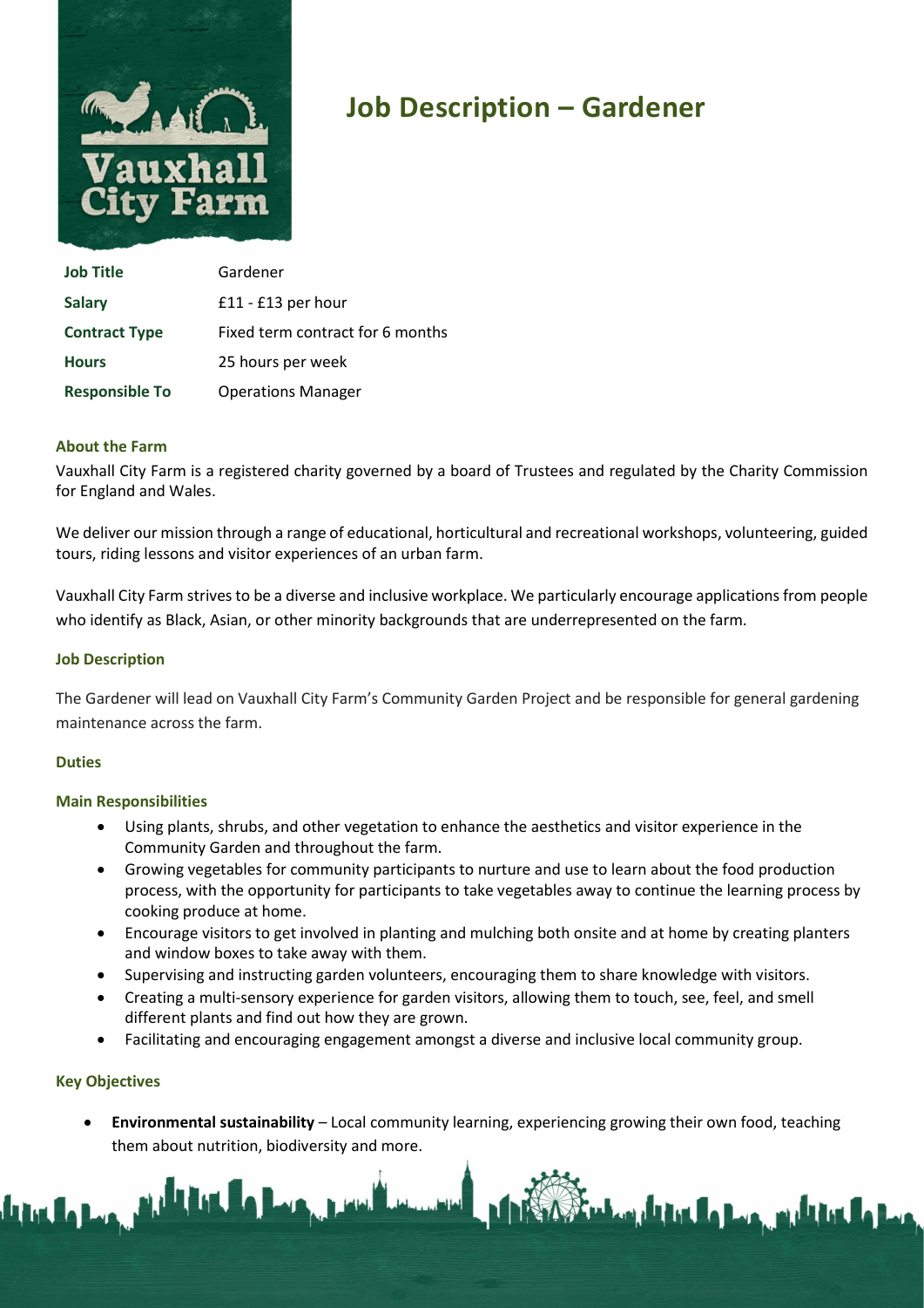# Job Description – Gardener

| Job Title | Gardener |
|---|---|
| Salary | £11 - £13 per hour |
| Contract Type | Fixed term contract for 6 months |
| Hours | 25 hours per week |
| Responsible To | Operations Manager |

### About the Farm

Vauxhall City Farm is a registered charity governed by a board of Trustees and regulated by the Charity Commission for England and Wales.

We deliver our mission through a range of educational, horticultural and recreational workshops, volunteering, guided tours, riding lessons and visitor experiences of an urban farm.

Vauxhall City Farm strives to be a diverse and inclusive workplace. We particularly encourage applications from people who identify as Black, Asian, or other minority backgrounds that are underrepresented on the farm.

### Job Description

The Gardener will lead on Vauxhall City Farm's Community Garden Project and be responsible for general gardening maintenance across the farm.

### Duties

#### Main Responsibilities

- Using plants, shrubs, and other vegetation to enhance the aesthetics and visitor experience in the Community Garden and throughout the farm.
- Growing vegetables for community participants to nurture and use to learn about the food production process, with the opportunity for participants to take vegetables away to continue the learning process by cooking produce at home.
- Encourage visitors to get involved in planting and mulching both onsite and at home by creating planters and window boxes to take away with them.
- Supervising and instructing garden volunteers, encouraging them to share knowledge with visitors.
- Creating a multi-sensory experience for garden visitors, allowing them to touch, see, feel, and smell different plants and find out how they are grown.
- Facilitating and encouraging engagement amongst a diverse and inclusive local community group.

#### Key Objectives

- **Environmental sustainability** – Local community learning, experiencing growing their own food, teaching them about nutrition, biodiversity and more.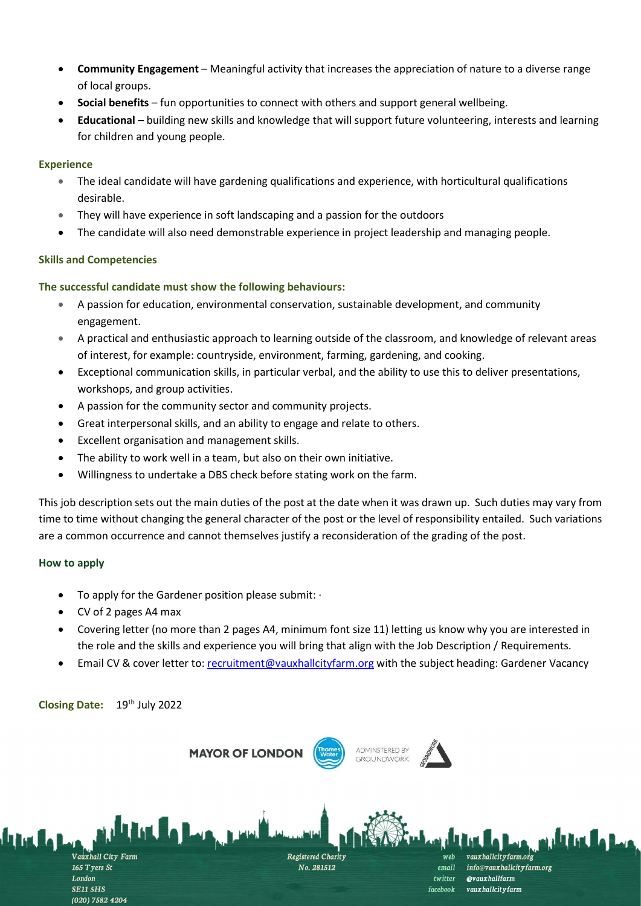- **Community Engagement** – Meaningful activity that increases the appreciation of nature to a diverse range of local groups.
- **Social benefits** – fun opportunities to connect with others and support general wellbeing.
- **Educational** – building new skills and knowledge that will support future volunteering, interests and learning for children and young people.

### Experience

- The ideal candidate will have gardening qualifications and experience, with horticultural qualifications desirable.
- They will have experience in soft landscaping and a passion for the outdoors
- The candidate will also need demonstrable experience in project leadership and managing people.

### Skills and Competencies

### The successful candidate must show the following behaviours:

- A passion for education, environmental conservation, sustainable development, and community engagement.
- A practical and enthusiastic approach to learning outside of the classroom, and knowledge of relevant areas of interest, for example: countryside, environment, farming, gardening, and cooking.
- Exceptional communication skills, in particular verbal, and the ability to use this to deliver presentations, workshops, and group activities.
- A passion for the community sector and community projects.
- Great interpersonal skills, and an ability to engage and relate to others.
- Excellent organisation and management skills.
- The ability to work well in a team, but also on their own initiative.
- Willingness to undertake a DBS check before stating work on the farm.

This job description sets out the main duties of the post at the date when it was drawn up. Such duties may vary from time to time without changing the general character of the post or the level of responsibility entailed. Such variations are a common occurrence and cannot themselves justify a reconsideration of the grading of the post.

### How to apply

- To apply for the Gardener position please submit: ·
- CV of 2 pages A4 max
- Covering letter (no more than 2 pages A4, minimum font size 11) letting us know why you are interested in the role and the skills and experience you will bring that align with the Job Description / Requirements.
- Email CV & cover letter to: recruitment@vauxhallcityfarm.org with the subject heading: Gardener Vacancy

**Closing Date:** 19th July 2022

MAYOR OF LONDON Thames Water ADMINSTERED BY GROUNDWORK

Vauxhall City Farm
165 Tyers St
London
SE11 5HS
(020) 7582 4204

Registered Charity
No. 281512

web vauxhallcityfarm.org
email info@vauxhallcityfarm.org
twitter @vauxhallfarm
facebook vauxhallcityfarm